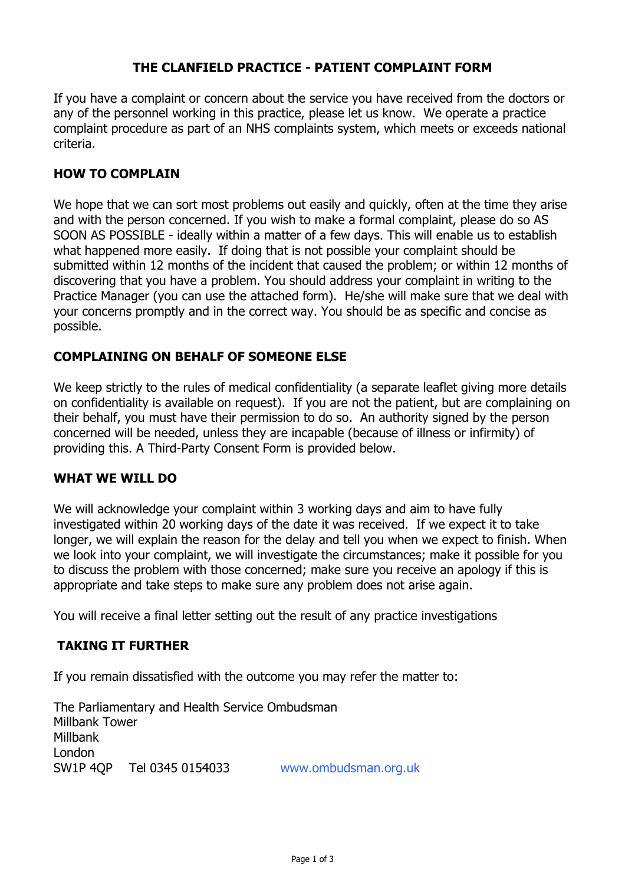# THE CLANFIELD PRACTICE - PATIENT COMPLAINT FORM

If you have a complaint or concern about the service you have received from the doctors or any of the personnel working in this practice, please let us know. We operate a practice complaint procedure as part of an NHS complaints system, which meets or exceeds national criteria.

## HOW TO COMPLAIN

We hope that we can sort most problems out easily and quickly, often at the time they arise and with the person concerned. If you wish to make a formal complaint, please do so AS SOON AS POSSIBLE - ideally within a matter of a few days. This will enable us to establish what happened more easily. If doing that is not possible your complaint should be submitted within 12 months of the incident that caused the problem; or within 12 months of discovering that you have a problem. You should address your complaint in writing to the Practice Manager (you can use the attached form). He/she will make sure that we deal with your concerns promptly and in the correct way. You should be as specific and concise as possible.

## COMPLAINING ON BEHALF OF SOMEONE ELSE

We keep strictly to the rules of medical confidentiality (a separate leaflet giving more details on confidentiality is available on request). If you are not the patient, but are complaining on their behalf, you must have their permission to do so. An authority signed by the person concerned will be needed, unless they are incapable (because of illness or infirmity) of providing this. A Third-Party Consent Form is provided below.

## WHAT WE WILL DO

We will acknowledge your complaint within 3 working days and aim to have fully investigated within 20 working days of the date it was received. If we expect it to take longer, we will explain the reason for the delay and tell you when we expect to finish. When we look into your complaint, we will investigate the circumstances; make it possible for you to discuss the problem with those concerned; make sure you receive an apology if this is appropriate and take steps to make sure any problem does not arise again.

You will receive a final letter setting out the result of any practice investigations

## TAKING IT FURTHER

If you remain dissatisfied with the outcome you may refer the matter to:

The Parliamentary and Health Service Ombudsman
Millbank Tower
Millbank
London
SW1P 4QP Tel 0345 0154033 www.ombudsman.org.uk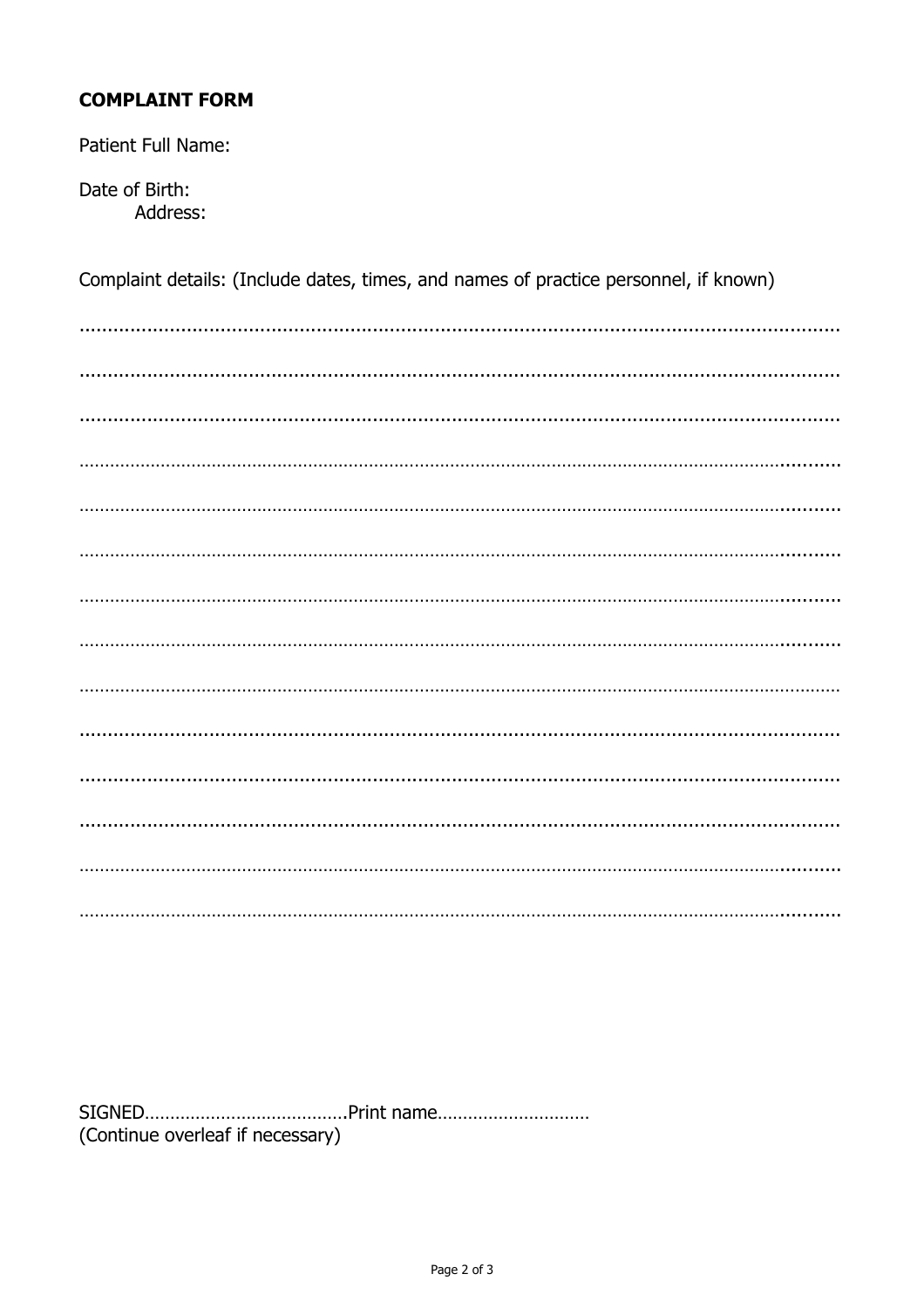**COMPLAINT FORM**

Patient Full Name:

Date of Birth:

Address:

Complaint details: (Include dates, times, and names of practice personnel, if known)

…………………………………………………………………………………………………………………………

…………………………………………………………………………………………………………………………

…………………………………………………………………………………………………………………………

…………………………………………………………………………………………………………………………

…………………………………………………………………………………………………………………………

…………………………………………………………………………………………………………………………

…………………………………………………………………………………………………………………………

…………………………………………………………………………………………………………………………

…………………………………………………………………………………………………………………………

…………………………………………………………………………………………………………………………

…………………………………………………………………………………………………………………………

…………………………………………………………………………………………………………………………

…………………………………………………………………………………………………………………………

…………………………………………………………………………………………………………………………

SIGNED…………………………………Print name…………………………

(Continue overleaf if necessary)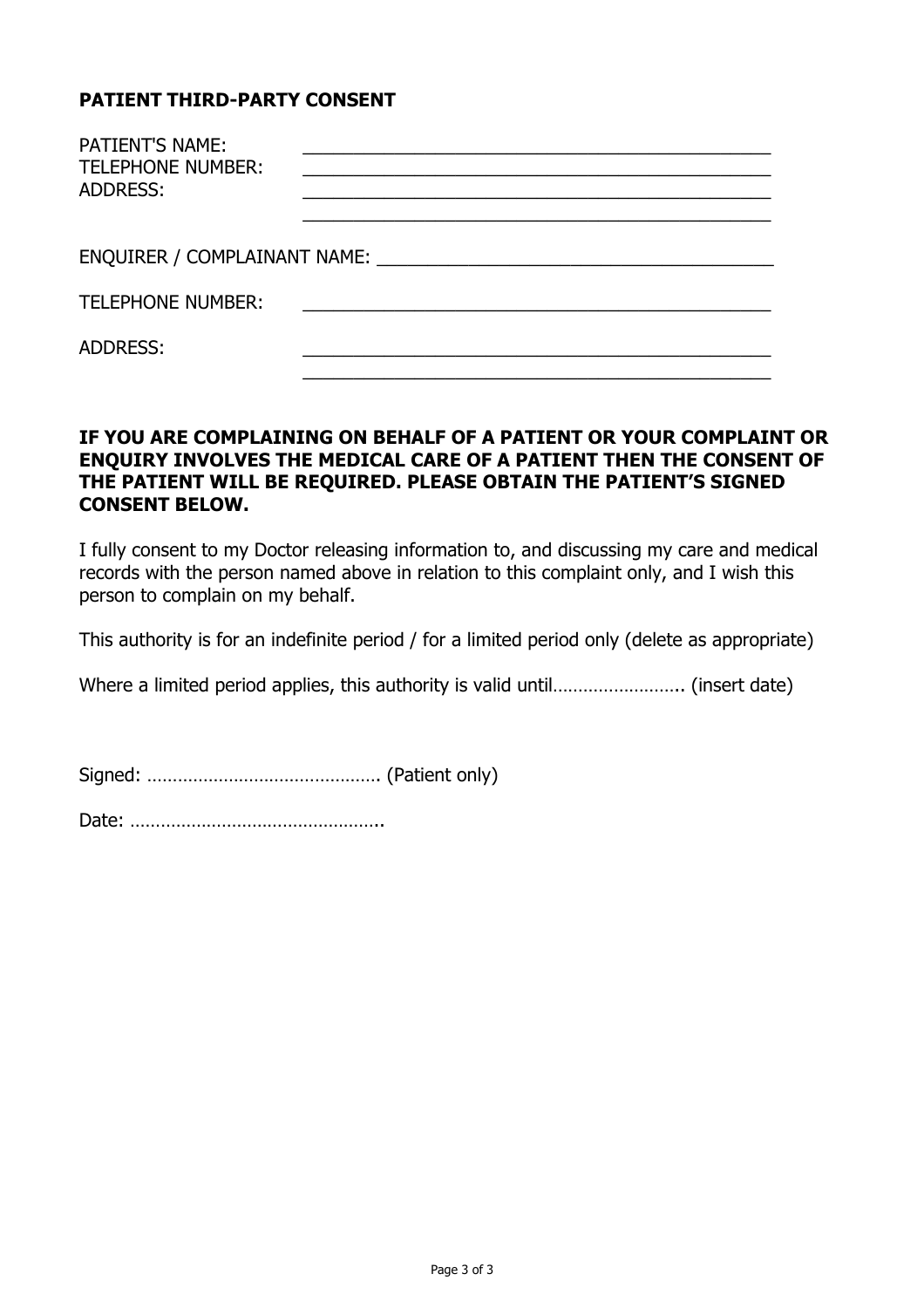**PATIENT THIRD-PARTY CONSENT**

PATIENT'S NAME: ______________________________________________

TELEPHONE NUMBER: ______________________________________________

ADDRESS: ______________________________________________

______________________________________________

ENQUIRER / COMPLAINANT NAME: ______________________________________

TELEPHONE NUMBER: ______________________________________________

ADDRESS: ______________________________________________

______________________________________________

**IF YOU ARE COMPLAINING ON BEHALF OF A PATIENT OR YOUR COMPLAINT OR ENQUIRY INVOLVES THE MEDICAL CARE OF A PATIENT THEN THE CONSENT OF THE PATIENT WILL BE REQUIRED. PLEASE OBTAIN THE PATIENT'S SIGNED CONSENT BELOW.**

I fully consent to my Doctor releasing information to, and discussing my care and medical records with the person named above in relation to this complaint only, and I wish this person to complain on my behalf.

This authority is for an indefinite period / for a limited period only (delete as appropriate)

Where a limited period applies, this authority is valid until…………………….. (insert date)

Signed: ……………………………………… (Patient only)

Date: …………………………………………..